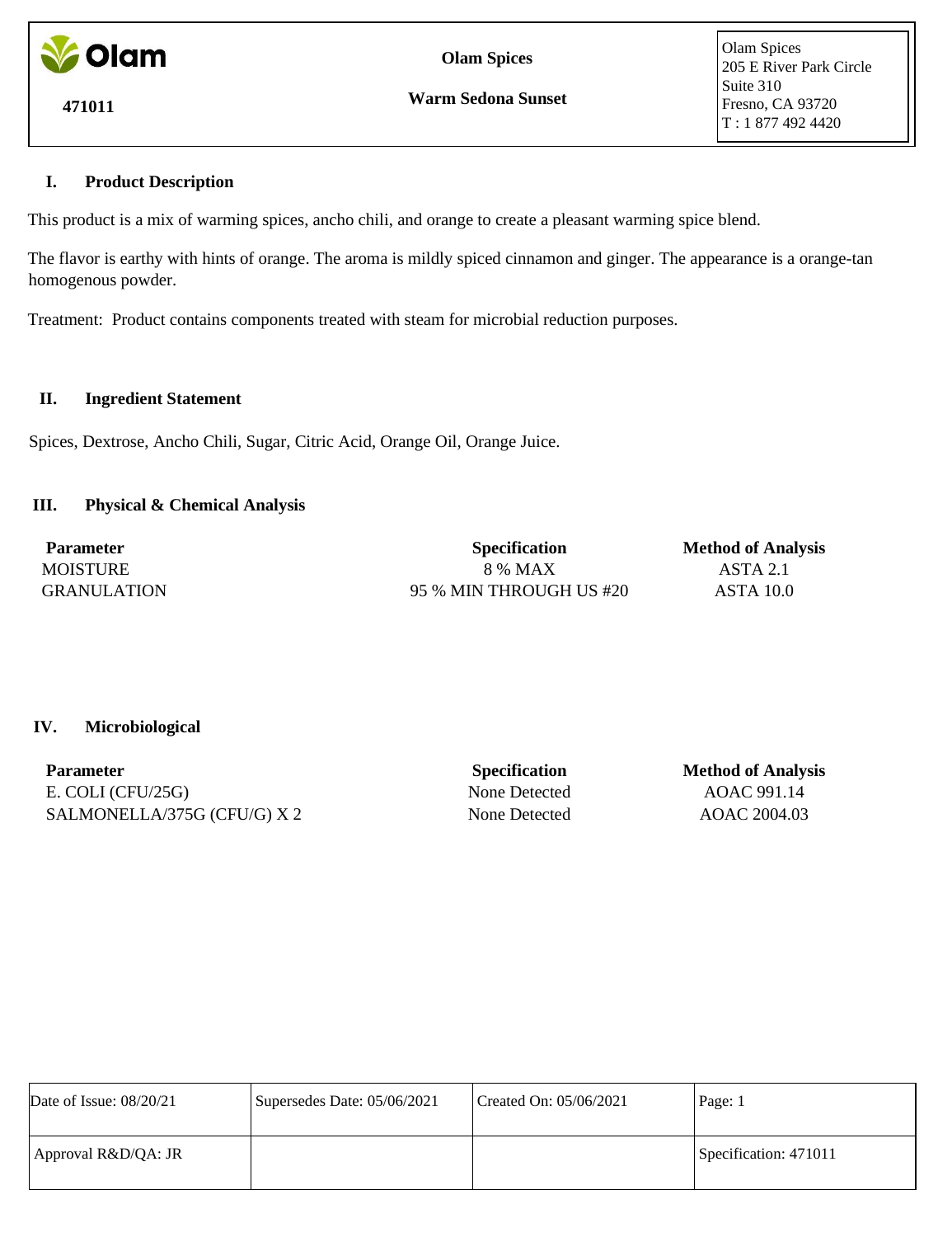**Olam**

**471011**

**Olam Spices**

**Warm Sedona Sunset**

Olam Spices
205 E River Park Circle
Suite 310
Fresno, CA 93720
T : 1 877 492 4420

## I. Product Description

This product is a mix of warming spices, ancho chili, and orange to create a pleasant warming spice blend.

The flavor is earthy with hints of orange. The aroma is mildly spiced cinnamon and ginger. The appearance is a orange-tan homogenous powder.

Treatment: Product contains components treated with steam for microbial reduction purposes.

## II. Ingredient Statement

Spices, Dextrose, Ancho Chili, Sugar, Citric Acid, Orange Oil, Orange Juice.

## III. Physical & Chemical Analysis

| Parameter | Specification | Method of Analysis |
|---|---|---|
| MOISTURE | 8 % MAX | ASTA 2.1 |
| GRANULATION | 95 % MIN THROUGH US #20 | ASTA 10.0 |

## IV. Microbiological

| Parameter | Specification | Method of Analysis |
|---|---|---|
| E. COLI (CFU/25G) | None Detected | AOAC 991.14 |
| SALMONELLA/375G (CFU/G) X 2 | None Detected | AOAC 2004.03 |

| Date of Issue: 08/20/21 | Supersedes Date: 05/06/2021 | Created On: 05/06/2021 | Page: 1 |
|---|---|---|---|
| Approval R&D/QA: JR | | | Specification: 471011 |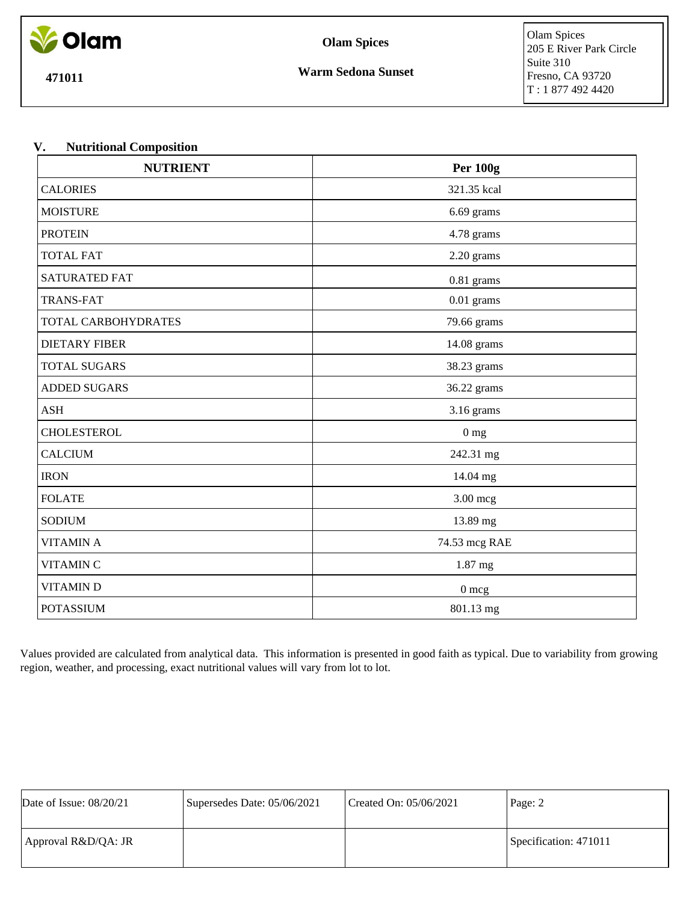Olam

**471011**

**Olam Spices**

**Warm Sedona Sunset**

Olam Spices
205 E River Park Circle
Suite 310
Fresno, CA 93720
T : 1 877 492 4420

## V. Nutritional Composition

| NUTRIENT | Per 100g |
|---|---|
| CALORIES | 321.35 kcal |
| MOISTURE | 6.69 grams |
| PROTEIN | 4.78 grams |
| TOTAL FAT | 2.20 grams |
| SATURATED FAT | 0.81 grams |
| TRANS-FAT | 0.01 grams |
| TOTAL CARBOHYDRATES | 79.66 grams |
| DIETARY FIBER | 14.08 grams |
| TOTAL SUGARS | 38.23 grams |
| ADDED SUGARS | 36.22 grams |
| ASH | 3.16 grams |
| CHOLESTEROL | 0 mg |
| CALCIUM | 242.31 mg |
| IRON | 14.04 mg |
| FOLATE | 3.00 mcg |
| SODIUM | 13.89 mg |
| VITAMIN A | 74.53 mcg RAE |
| VITAMIN C | 1.87 mg |
| VITAMIN D | 0 mcg |
| POTASSIUM | 801.13 mg |

Values provided are calculated from analytical data. This information is presented in good faith as typical. Due to variability from growing region, weather, and processing, exact nutritional values will vary from lot to lot.

| Date of Issue: 08/20/21 | Supersedes Date: 05/06/2021 | Created On: 05/06/2021 | Page: 2 |
|---|---|---|---|
| Approval R&D/QA: JR | | | Specification: 471011 |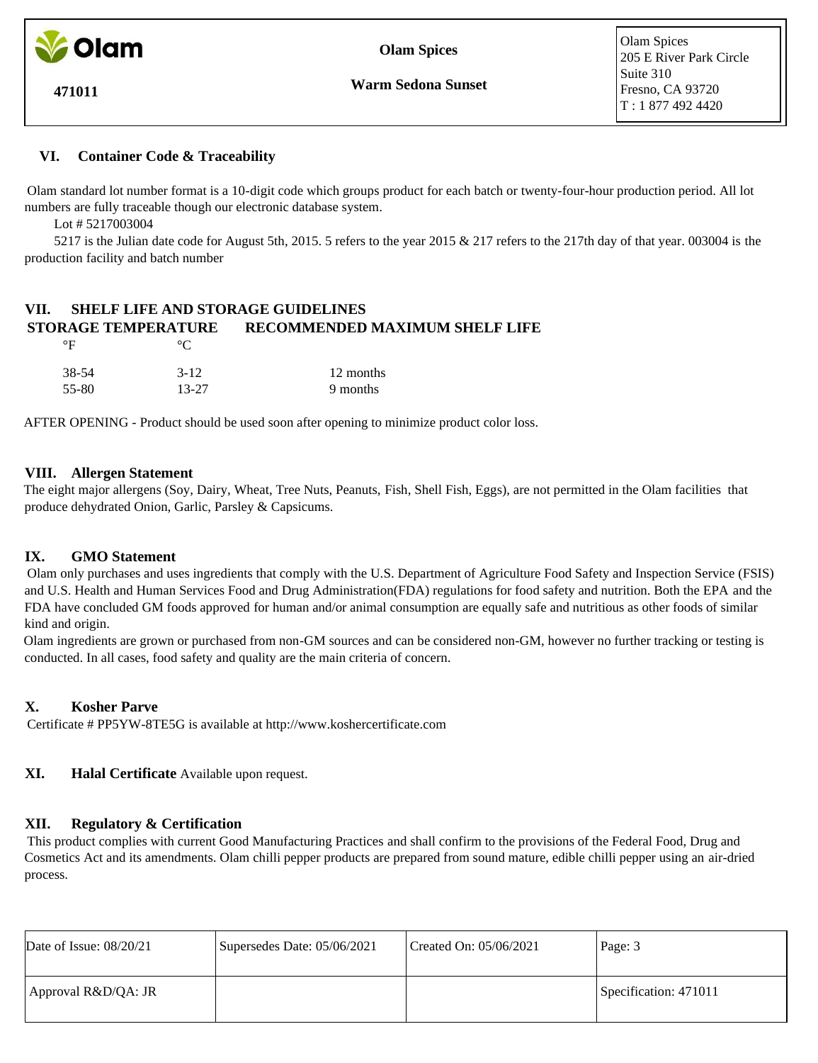## VI. Container Code & Traceability

Olam standard lot number format is a 10-digit code which groups product for each batch or twenty-four-hour production period. All lot numbers are fully traceable though our electronic database system.

Lot # 5217003004

5217 is the Julian date code for August 5th, 2015. 5 refers to the year 2015 & 217 refers to the 217th day of that year. 003004 is the production facility and batch number

## VII. SHELF LIFE AND STORAGE GUIDELINES

| STORAGE TEMPERATURE | | RECOMMENDED MAXIMUM SHELF LIFE |
|---|---|---|
| °F | °C | |
| 38-54 | 3-12 | 12 months |
| 55-80 | 13-27 | 9 months |

AFTER OPENING - Product should be used soon after opening to minimize product color loss.

## VIII. Allergen Statement

The eight major allergens (Soy, Dairy, Wheat, Tree Nuts, Peanuts, Fish, Shell Fish, Eggs), are not permitted in the Olam facilities that produce dehydrated Onion, Garlic, Parsley & Capsicums.

## IX. GMO Statement

Olam only purchases and uses ingredients that comply with the U.S. Department of Agriculture Food Safety and Inspection Service (FSIS) and U.S. Health and Human Services Food and Drug Administration(FDA) regulations for food safety and nutrition. Both the EPA and the FDA have concluded GM foods approved for human and/or animal consumption are equally safe and nutritious as other foods of similar kind and origin.

Olam ingredients are grown or purchased from non-GM sources and can be considered non-GM, however no further tracking or testing is conducted. In all cases, food safety and quality are the main criteria of concern.

## X. Kosher Parve

Certificate # PP5YW-8TE5G is available at http://www.koshercertificate.com

## XI. Halal Certificate Available upon request.

## XII. Regulatory & Certification

This product complies with current Good Manufacturing Practices and shall confirm to the provisions of the Federal Food, Drug and Cosmetics Act and its amendments. Olam chilli pepper products are prepared from sound mature, edible chilli pepper using an air-dried process.

| | | | |
|---|---|---|---|
| Date of Issue: 08/20/21 | Supersedes Date: 05/06/2021 | Created On: 05/06/2021 | Page: 3 |
| Approval R&D/QA: JR | | | Specification: 471011 |